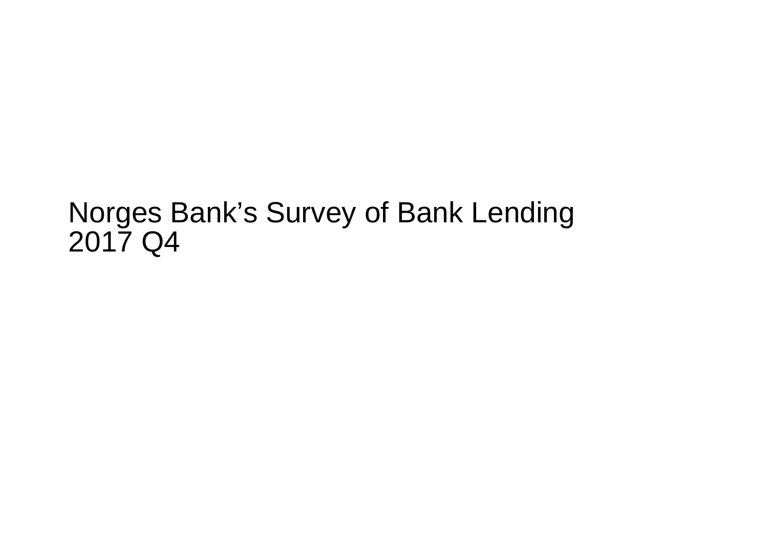# Norges Bank’s Survey of Bank Lending
## 2017 Q4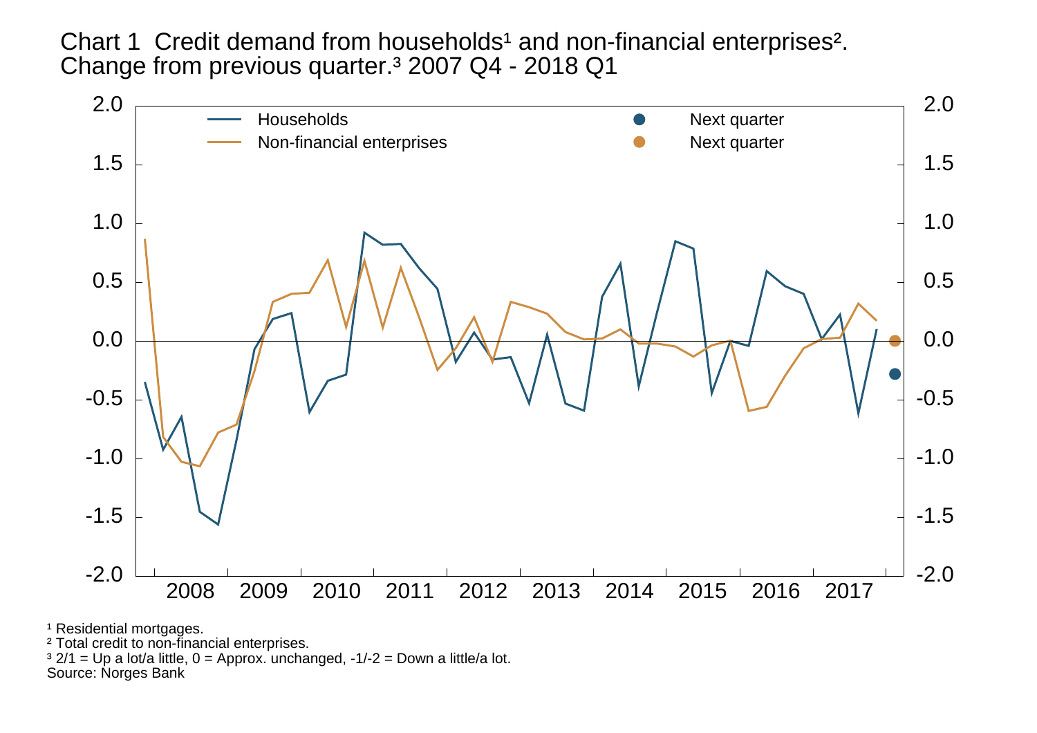Chart 1 Credit demand from households[1] and non-financial enterprises[2]. Change from previous quarter.[3] 2007 Q4 - 2018 Q1

[1] Residential mortgages.
[2] Total credit to non-financial enterprises.
[3] 2/1 = Up a lot/a little, 0 = Approx. unchanged, -1/-2 = Down a little/a lot.
Source: Norges Bank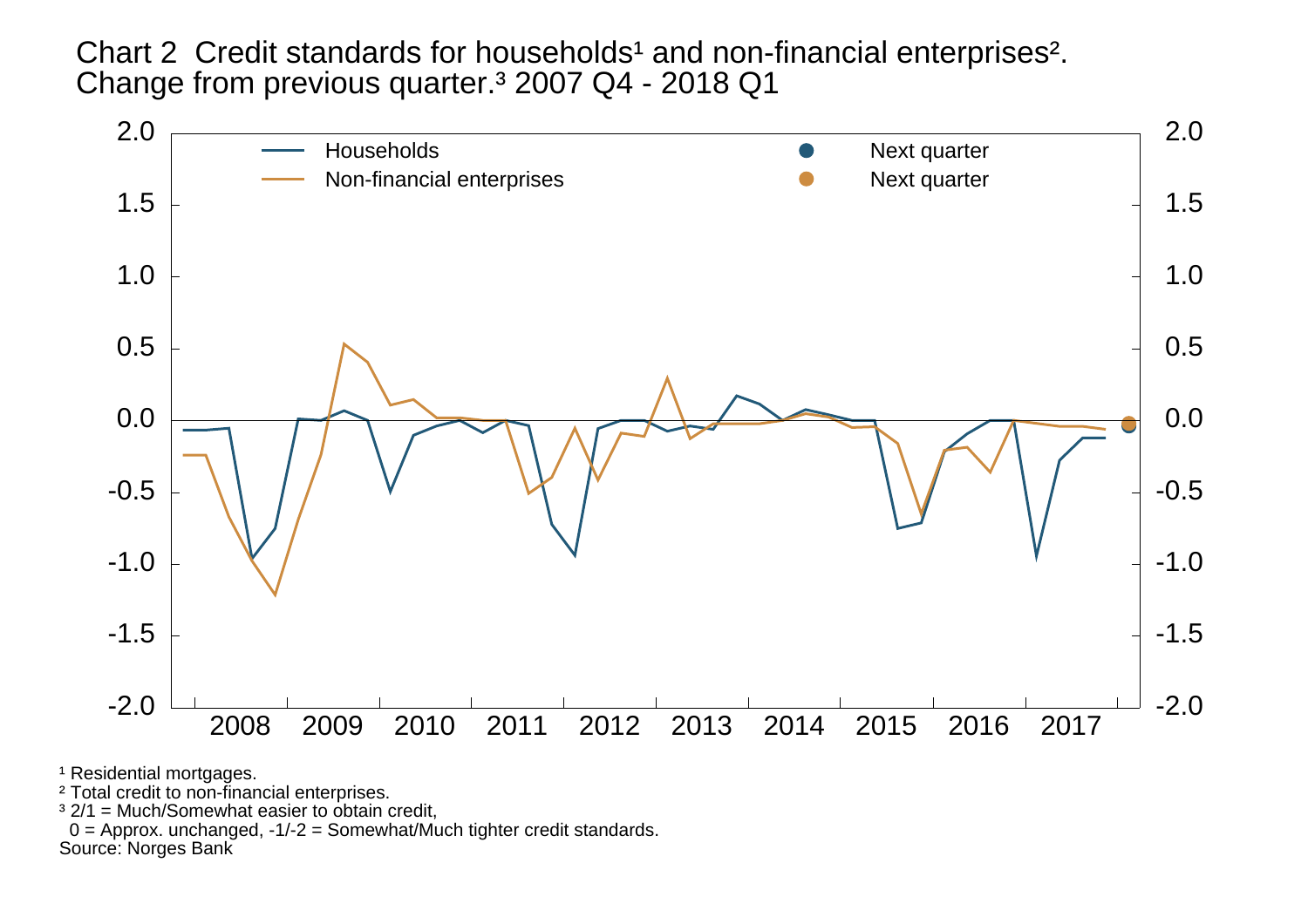Chart 2 Credit standards for households¹ and non-financial enterprises². Change from previous quarter.³ 2007 Q4 - 2018 Q1

¹ Residential mortgages.
² Total credit to non-financial enterprises.
³ 2/1 = Much/Somewhat easier to obtain credit,
0 = Approx. unchanged, -1/-2 = Somewhat/Much tighter credit standards.
Source: Norges Bank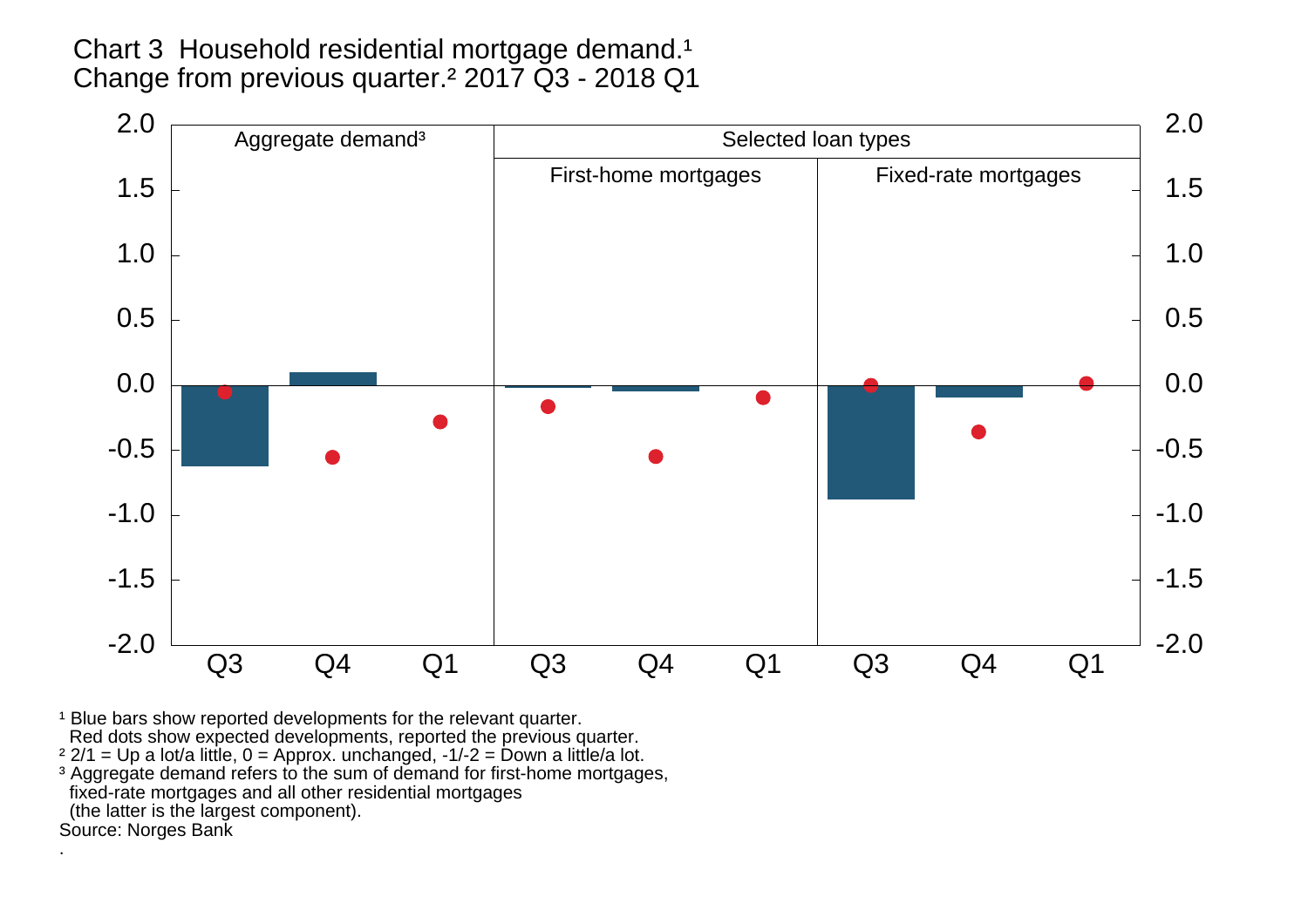Chart 3 Household residential mortgage demand.[1] Change from previous quarter.[2] 2017 Q3 - 2018 Q1

[1] Blue bars show reported developments for the relevant quarter. Red dots show expected developments, reported the previous quarter.
[2] 2/1 = Up a lot/a little, 0 = Approx. unchanged, -1/-2 = Down a little/a lot.
[3] Aggregate demand refers to the sum of demand for first-home mortgages, fixed-rate mortgages and all other residential mortgages (the latter is the largest component).
Source: Norges Bank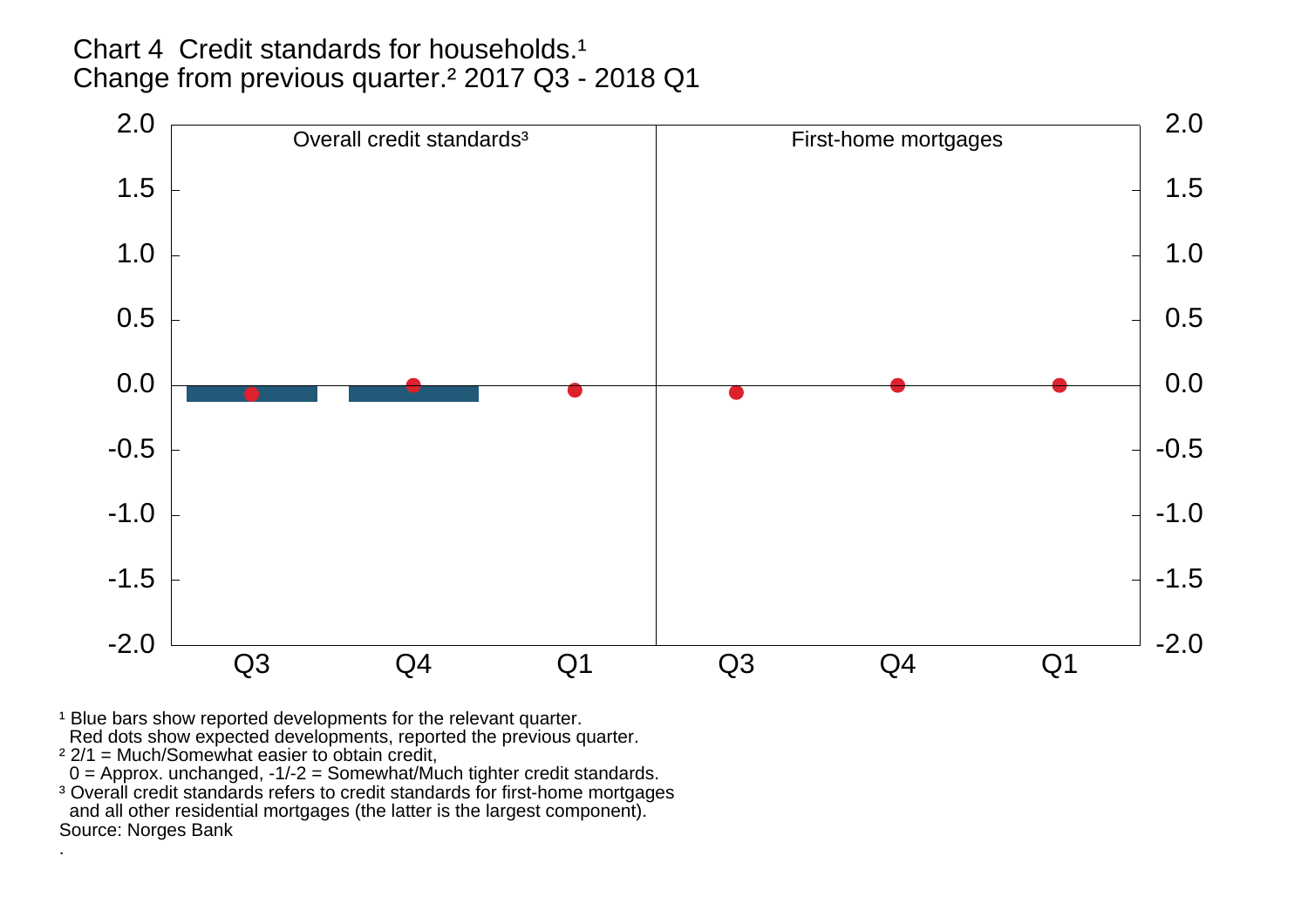Chart 4 Credit standards for households.[1]
Change from previous quarter.[2] 2017 Q3 - 2018 Q1

Overall credit standards[3]

First-home mortgages

2.0
1.5
1.0
0.5
0.0
-0.5
-1.0
-1.5
-2.0

Q3 Q4 Q1 Q3 Q4 Q1

[1] Blue bars show reported developments for the relevant quarter.
Red dots show expected developments, reported the previous quarter.
[2] 2/1 = Much/Somewhat easier to obtain credit,
0 = Approx. unchanged, -1/-2 = Somewhat/Much tighter credit standards.
[3] Overall credit standards refers to credit standards for first-home mortgages and all other residential mortgages (the latter is the largest component).
Source: Norges Bank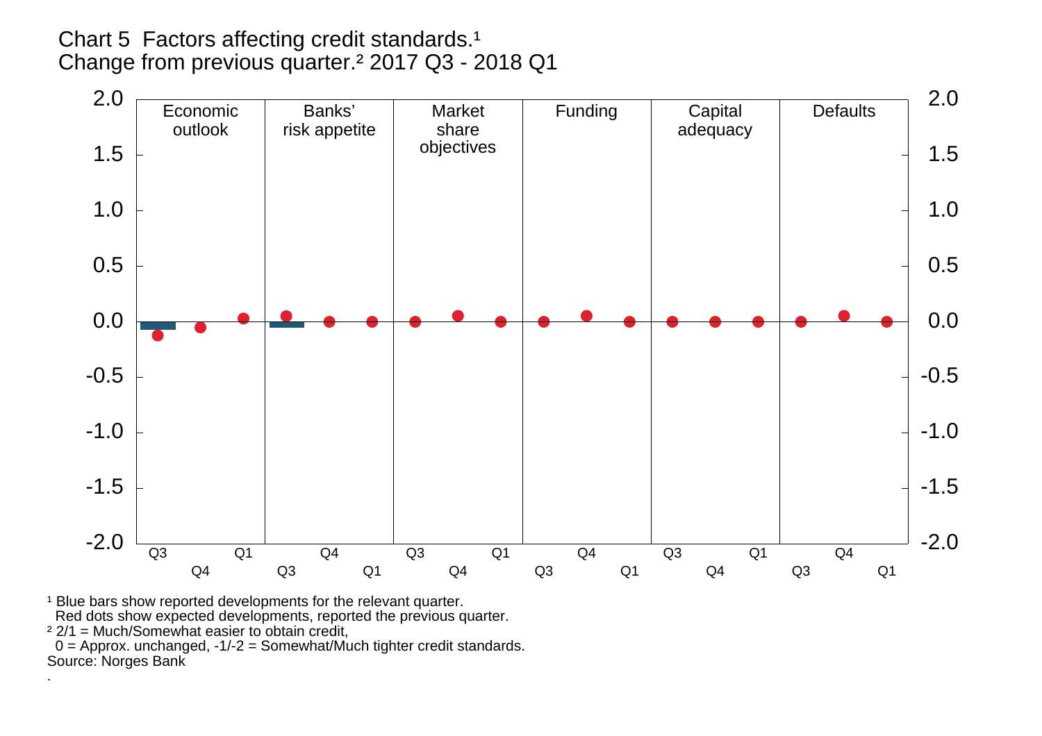Chart 5 Factors affecting credit standards.[1]
Change from previous quarter.[2] 2017 Q3 - 2018 Q1

[1] Blue bars show reported developments for the relevant quarter.
Red dots show expected developments, reported the previous quarter.
[2] 2/1 = Much/Somewhat easier to obtain credit,
0 = Approx. unchanged, -1/-2 = Somewhat/Much tighter credit standards.
Source: Norges Bank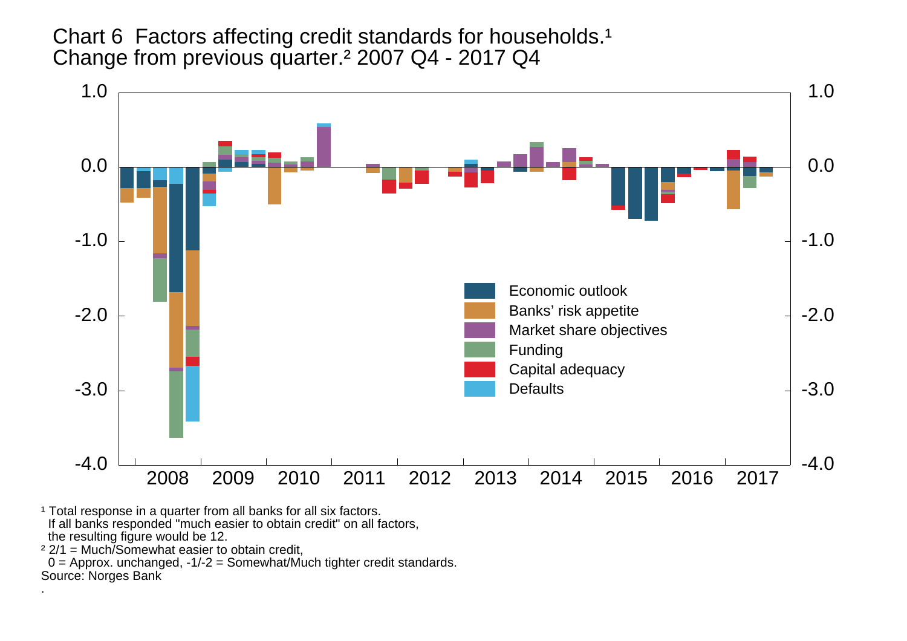# Chart 6 Factors affecting credit standards for households.[1]

Change from previous quarter.[2] 2007 Q4 - 2017 Q4

Economic outlook
Banks' risk appetite
Market share objectives
Funding
Capital adequacy
Defaults

1.0 | 0.0 | -1.0 | -2.0 | -3.0 | -4.0

2008 2009 2010 2011 2012 2013 2014 2015 2016 2017

[1] Total response in a quarter from all banks for all six factors. If all banks responded "much easier to obtain credit" on all factors, the resulting figure would be 12.

[2] 2/1 = Much/Somewhat easier to obtain credit, 0 = Approx. unchanged, -1/-2 = Somewhat/Much tighter credit standards.

Source: Norges Bank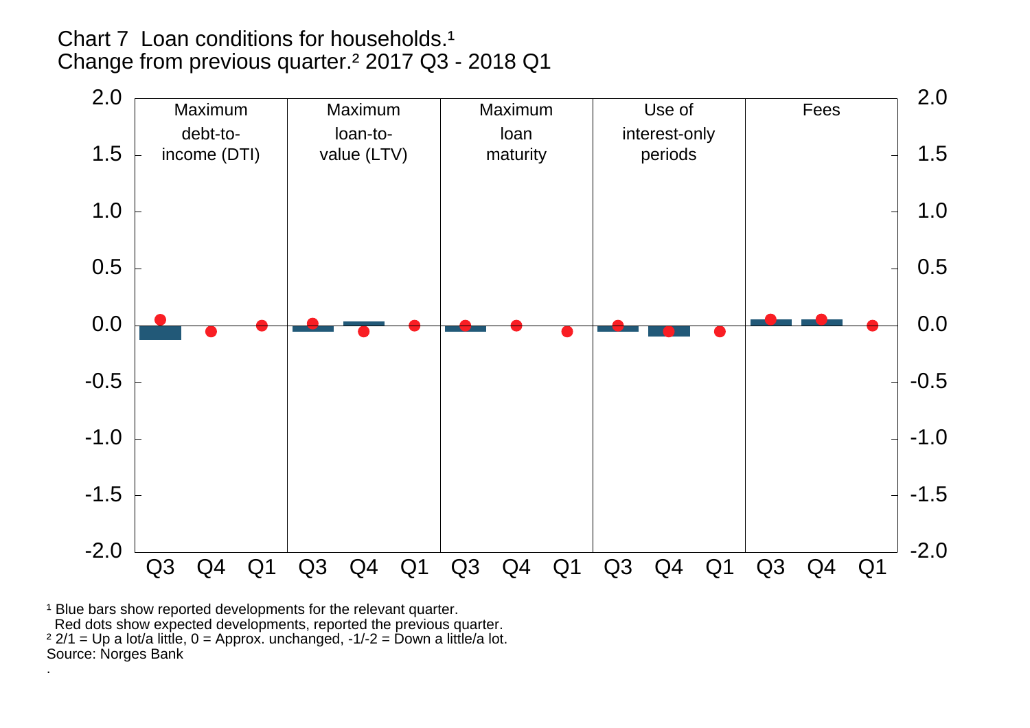Chart 7 Loan conditions for households.[1]
Change from previous quarter.[2] 2017 Q3 - 2018 Q1

[1] Blue bars show reported developments for the relevant quarter.
Red dots show expected developments, reported the previous quarter.
[2] 2/1 = Up a lot/a little, 0 = Approx. unchanged, -1/-2 = Down a little/a lot.
Source: Norges Bank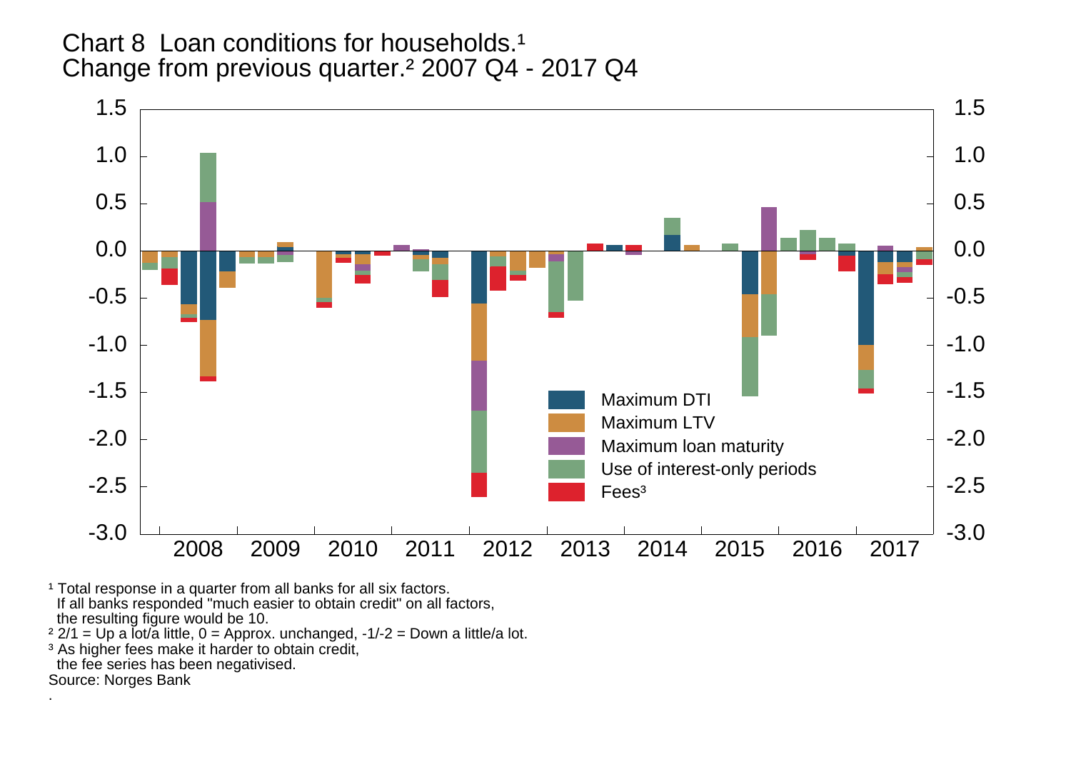Chart 8 Loan conditions for households.[1]
Change from previous quarter.[2] 2007 Q4 - 2017 Q4

[1] Total response in a quarter from all banks for all six factors. If all banks responded "much easier to obtain credit" on all factors, the resulting figure would be 10.
[2] 2/1 = Up a lot/a little, 0 = Approx. unchanged, -1/-2 = Down a little/a lot.
[3] As higher fees make it harder to obtain credit, the fee series has been negativised.
Source: Norges Bank
.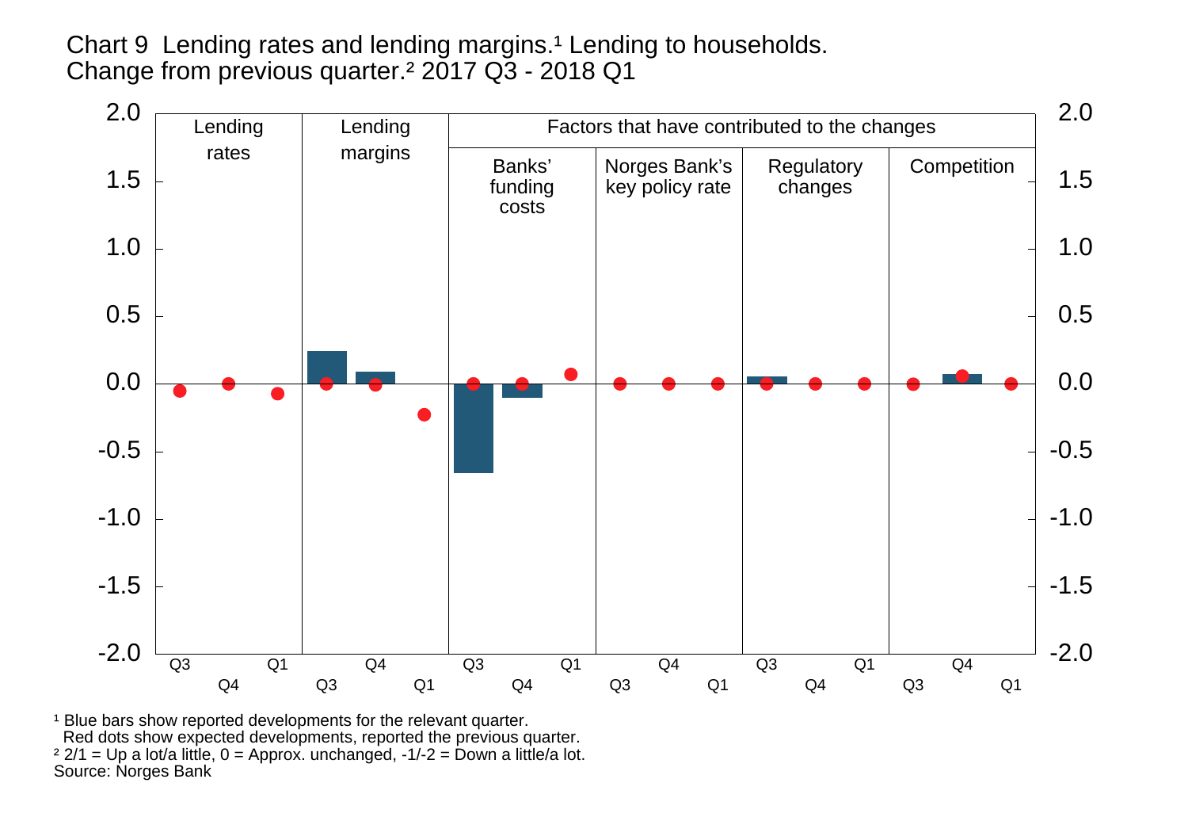Chart 9 Lending rates and lending margins.[1] Lending to households. Change from previous quarter.[2] 2017 Q3 - 2018 Q1

[1] Blue bars show reported developments for the relevant quarter. Red dots show expected developments, reported the previous quarter.
[2] 2/1 = Up a lot/a little, 0 = Approx. unchanged, -1/-2 = Down a little/a lot.
Source: Norges Bank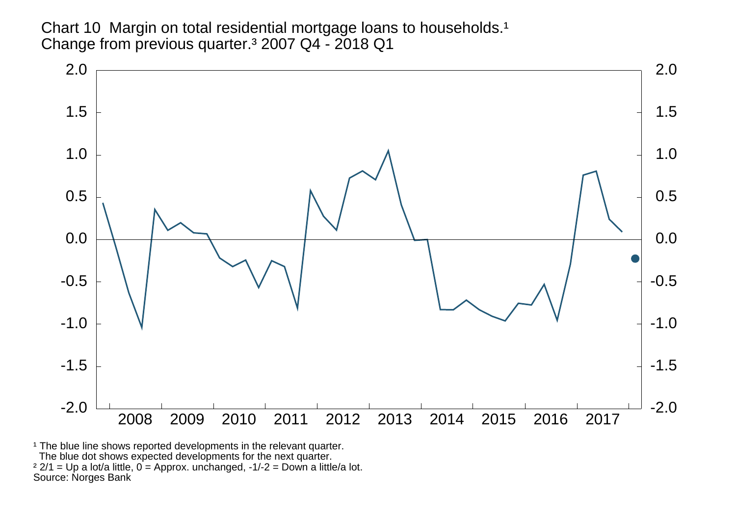Chart 10 Margin on total residential mortgage loans to households.[1]
Change from previous quarter.[3] 2007 Q4 - 2018 Q1

[1] The blue line shows reported developments in the relevant quarter.
The blue dot shows expected developments for the next quarter.
[2] 2/1 = Up a lot/a little, 0 = Approx. unchanged, -1/-2 = Down a little/a lot.
Source: Norges Bank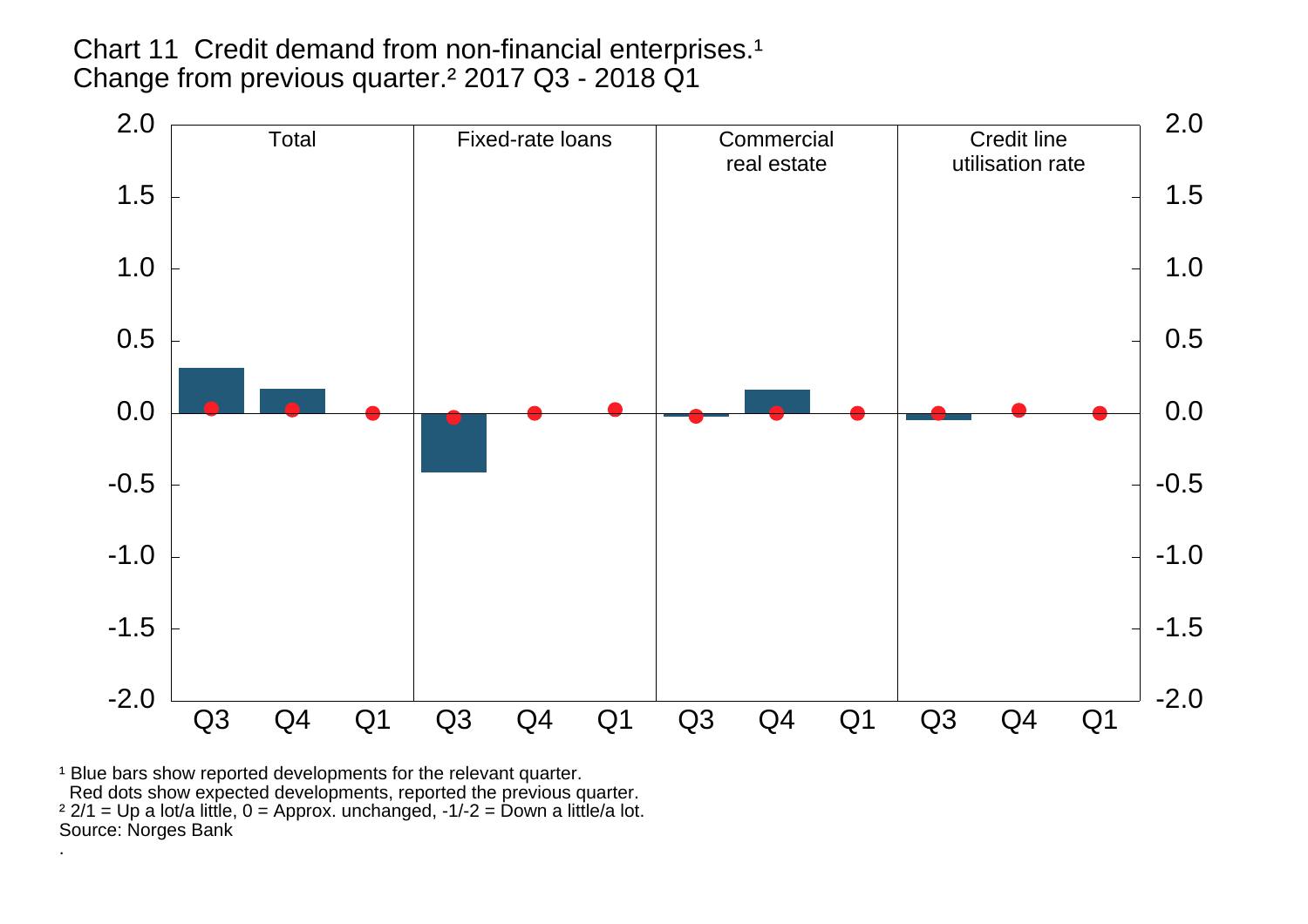Chart 11 Credit demand from non-financial enterprises.[1] Change from previous quarter.[2] 2017 Q3 - 2018 Q1

[1] Blue bars show reported developments for the relevant quarter. Red dots show expected developments, reported the previous quarter.
[2] 2/1 = Up a lot/a little, 0 = Approx. unchanged, -1/-2 = Down a little/a lot.
Source: Norges Bank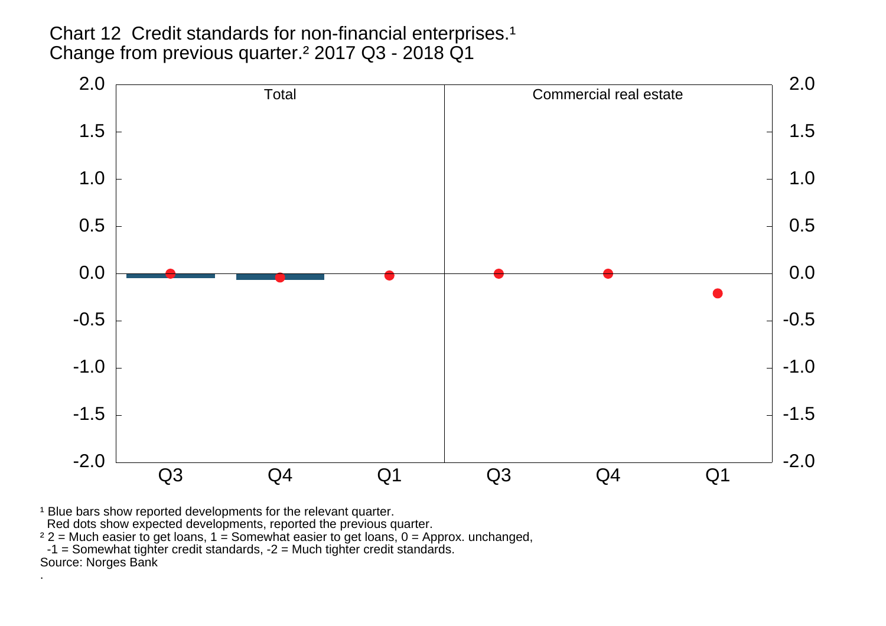Chart 12 Credit standards for non-financial enterprises.[1]
Change from previous quarter.[2] 2017 Q3 - 2018 Q1

[1] Blue bars show reported developments for the relevant quarter.
Red dots show expected developments, reported the previous quarter.
[2] 2 = Much easier to get loans, 1 = Somewhat easier to get loans, 0 = Approx. unchanged,
-1 = Somewhat tighter credit standards, -2 = Much tighter credit standards.
Source: Norges Bank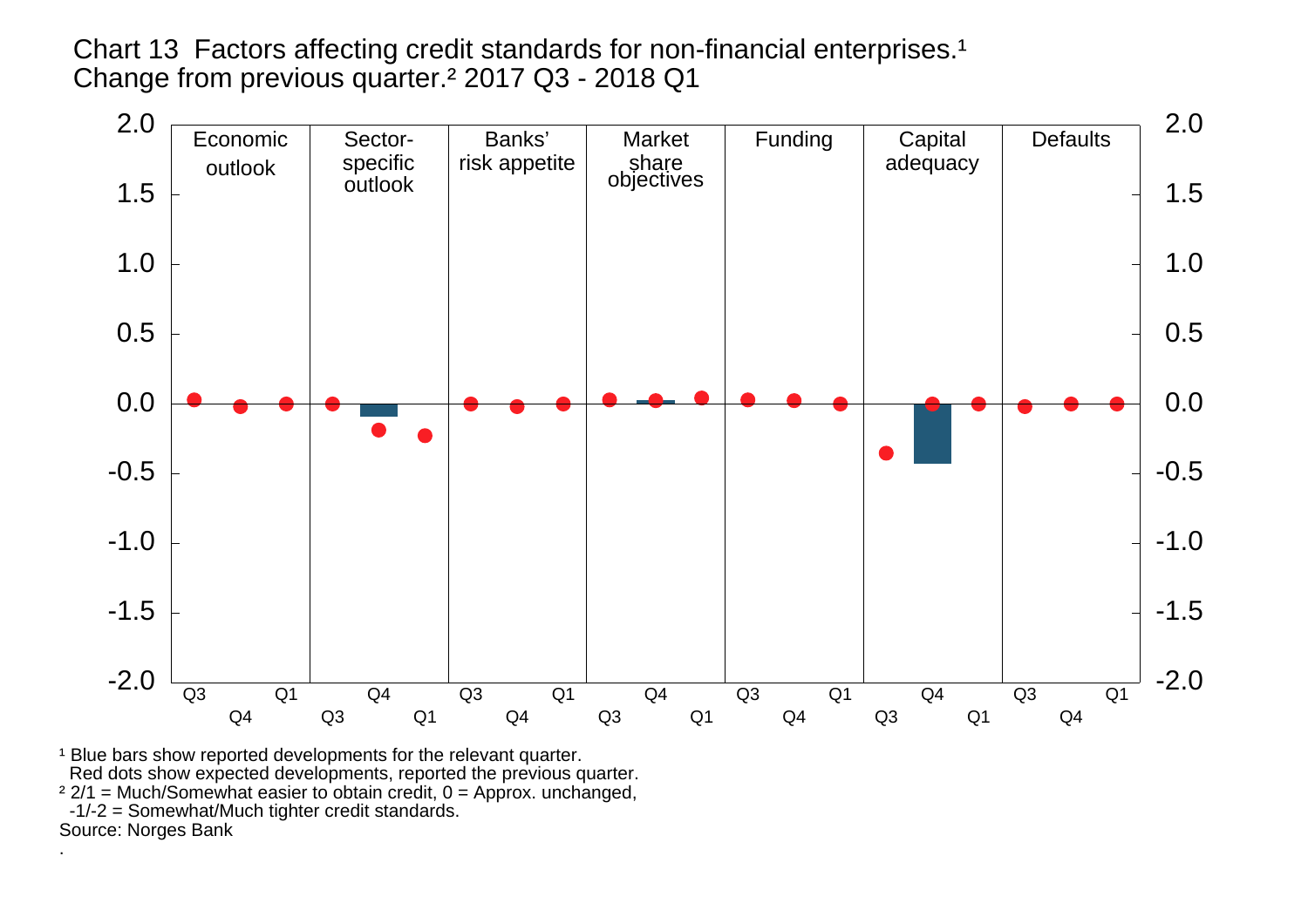Chart 13  Factors affecting credit standards for non-financial enterprises.[1] Change from previous quarter.[2] 2017 Q3 - 2018 Q1

| | Economic outlook | Sector-specific outlook | Banks' risk appetite | Market share objectives | Funding | Capital adequacy | Defaults |
|---|---|---|---|---|---|---|---|

[1] Blue bars show reported developments for the relevant quarter. Red dots show expected developments, reported the previous quarter.

[2] 2/1 = Much/Somewhat easier to obtain credit, 0 = Approx. unchanged, -1/-2 = Somewhat/Much tighter credit standards.

Source: Norges Bank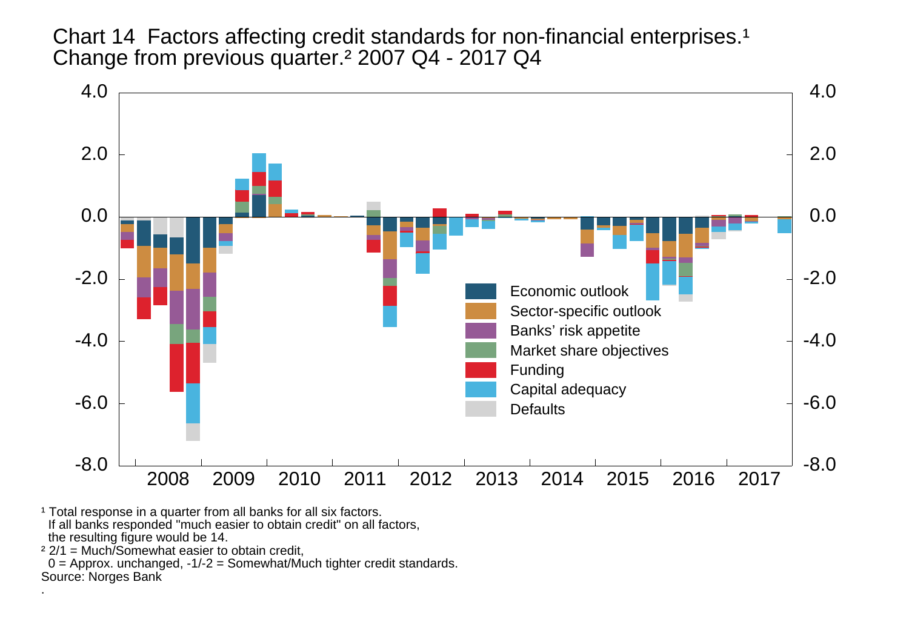Chart 14 Factors affecting credit standards for non-financial enterprises.[1] Change from previous quarter.[2] 2007 Q4 - 2017 Q4

[1] Total response in a quarter from all banks for all six factors. If all banks responded "much easier to obtain credit" on all factors, the resulting figure would be 14.

[2] 2/1 = Much/Somewhat easier to obtain credit, 0 = Approx. unchanged, -1/-2 = Somewhat/Much tighter credit standards.

Source: Norges Bank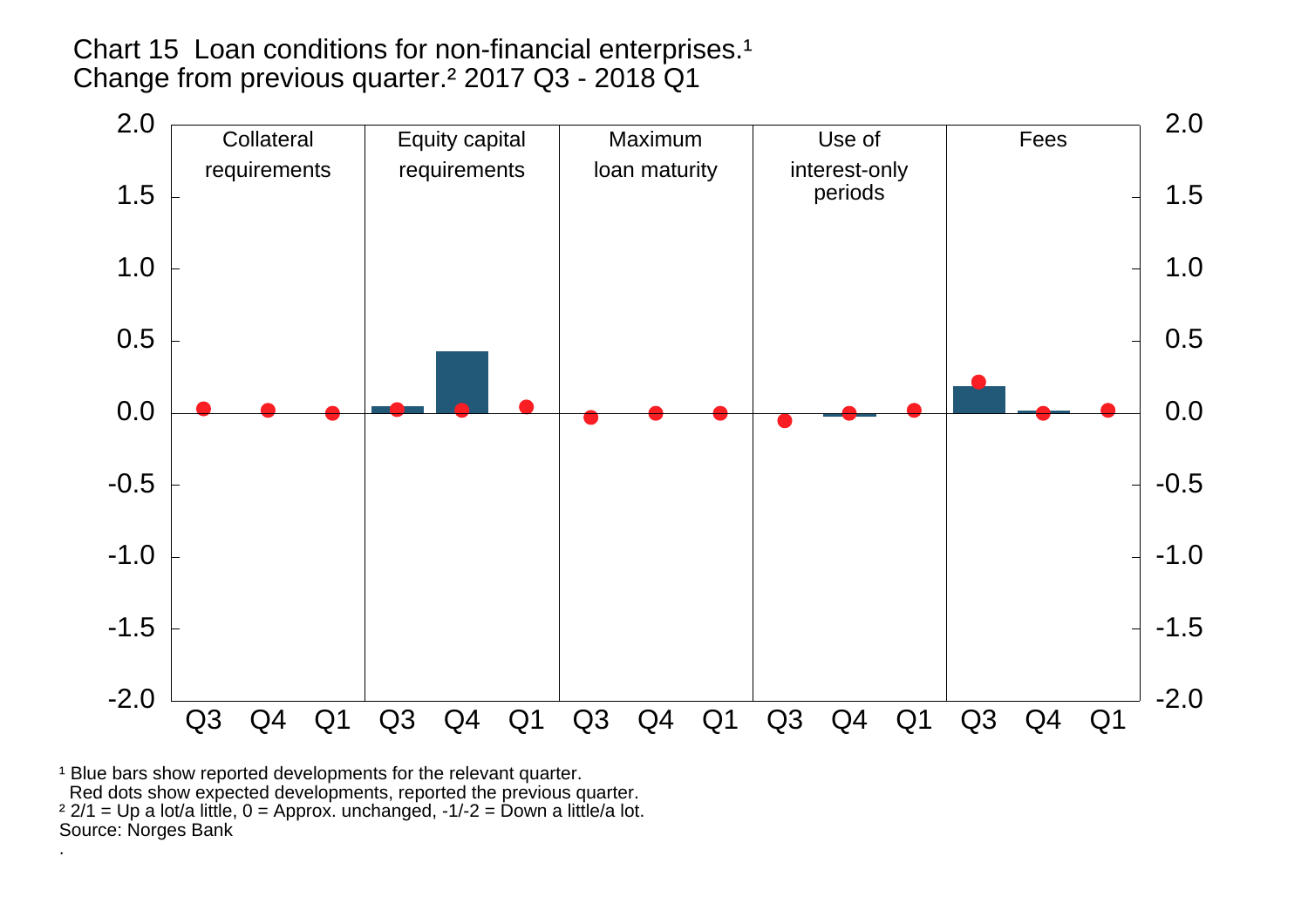Chart 15 Loan conditions for non-financial enterprises.[1] Change from previous quarter.[2] 2017 Q3 - 2018 Q1

[1] Blue bars show reported developments for the relevant quarter.
Red dots show expected developments, reported the previous quarter.
[2] 2/1 = Up a lot/a little, 0 = Approx. unchanged, -1/-2 = Down a little/a lot.
Source: Norges Bank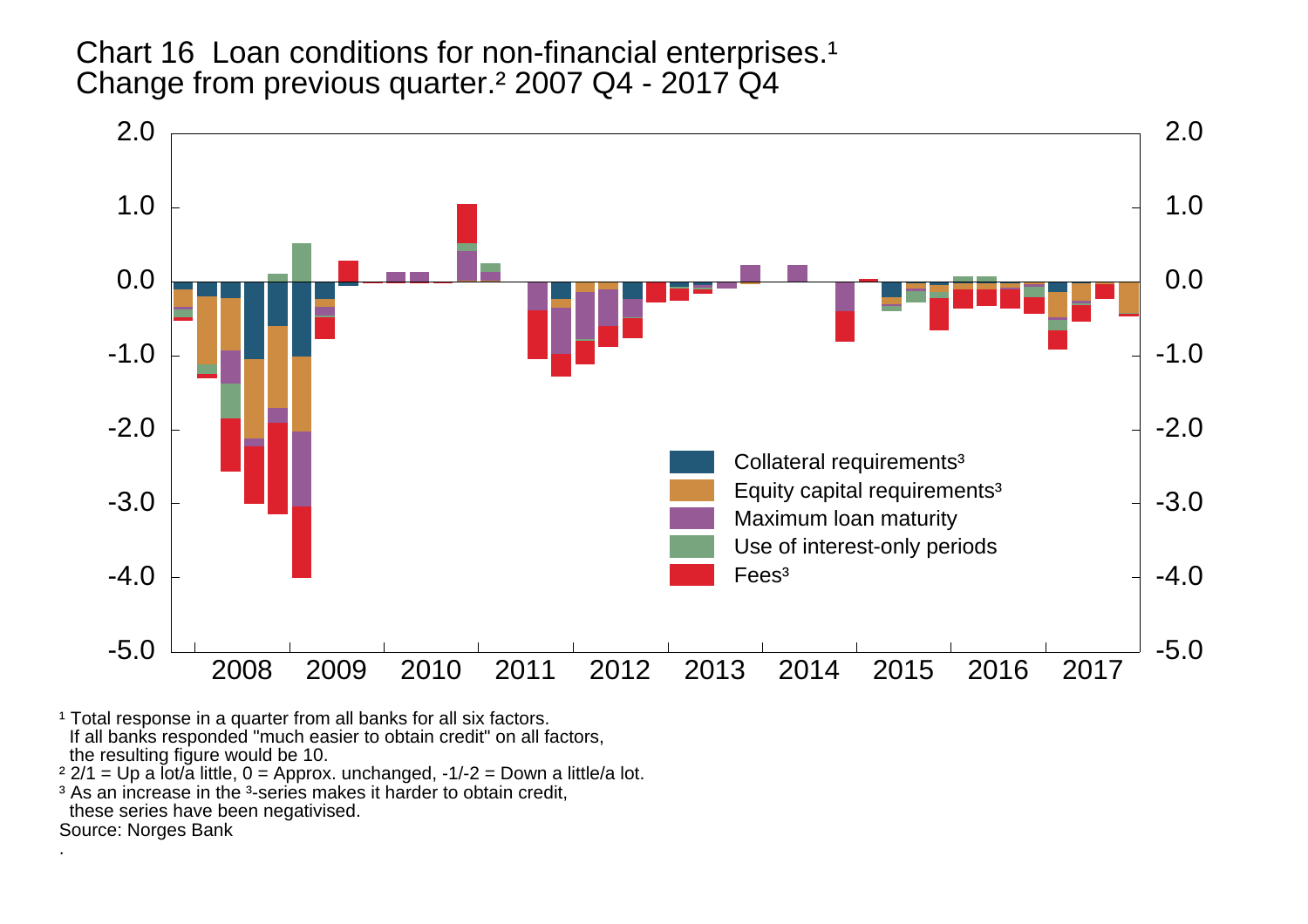# Chart 16 Loan conditions for non-financial enterprises.[1] Change from previous quarter.[2] 2007 Q4 - 2017 Q4

Collateral requirements[3]
Equity capital requirements[3]
Maximum loan maturity
Use of interest-only periods
Fees[3]

[1] Total response in a quarter from all banks for all six factors. If all banks responded "much easier to obtain credit" on all factors, the resulting figure would be 10.

[2] 2/1 = Up a lot/a little, 0 = Approx. unchanged, -1/-2 = Down a little/a lot.

[3] As an increase in the [3]-series makes it harder to obtain credit, these series have been negativised.

Source: Norges Bank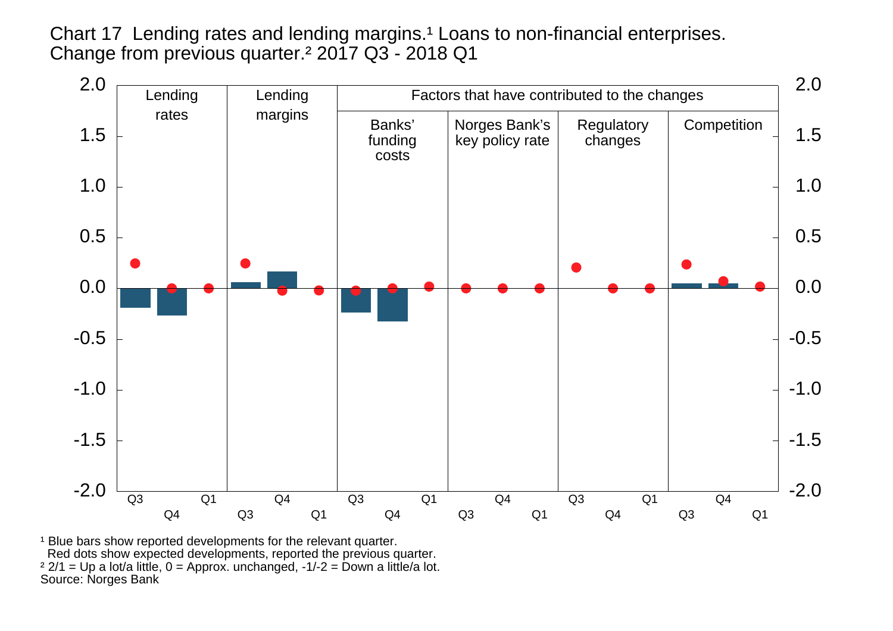Chart 17 Lending rates and lending margins.[1] Loans to non-financial enterprises. Change from previous quarter.[2] 2017 Q3 - 2018 Q1

| | Lending rates | | | Lending margins | | | Banks' funding costs | | | Norges Bank's key policy rate | | | Regulatory changes | | | Competition | | |
|---|---|---|---|---|---|---|---|---|---|---|---|---|---|---|---|---|---|---|
| | Q3 | Q4 | Q1 | Q3 | Q4 | Q1 | Q3 | Q4 | Q1 | Q3 | Q4 | Q1 | Q3 | Q4 | Q1 | Q3 | Q4 | Q1 |

[1] Blue bars show reported developments for the relevant quarter.
Red dots show expected developments, reported the previous quarter.
[2] 2/1 = Up a lot/a little, 0 = Approx. unchanged, -1/-2 = Down a little/a lot.
Source: Norges Bank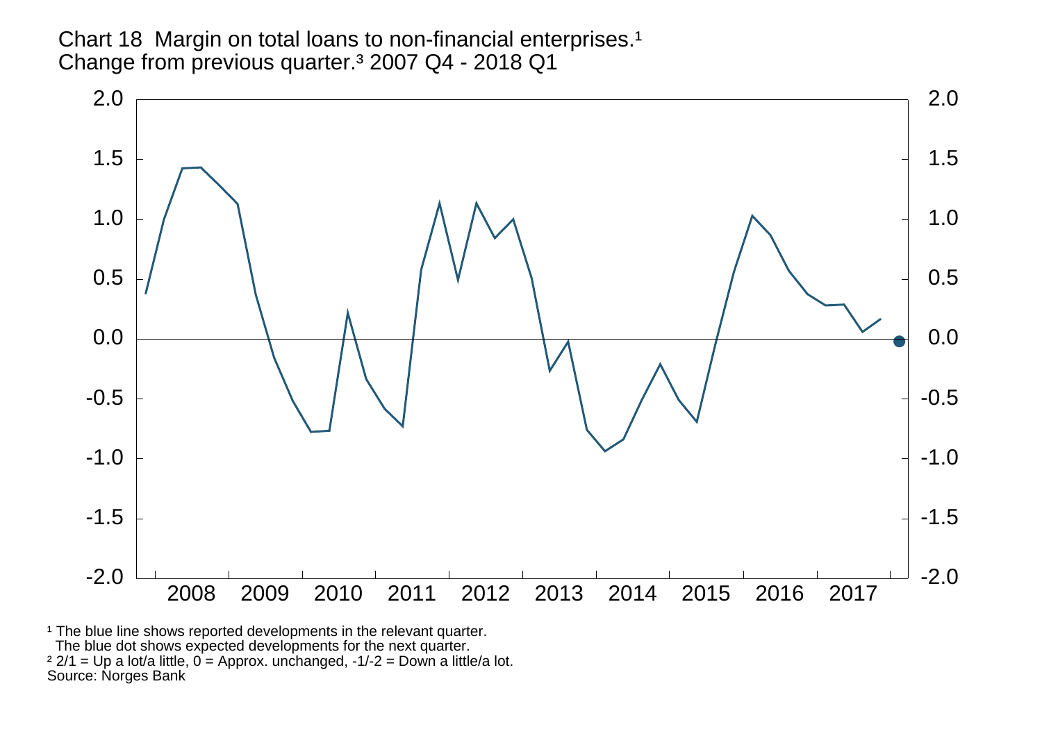Chart 18 Margin on total loans to non-financial enterprises.[1]
Change from previous quarter.[3] 2007 Q4 - 2018 Q1

2.0
1.5
1.0
0.5
0.0
-0.5
-1.0
-1.5
-2.0

2008 2009 2010 2011 2012 2013 2014 2015 2016 2017

[1] The blue line shows reported developments in the relevant quarter.
The blue dot shows expected developments for the next quarter.
[2] 2/1 = Up a lot/a little, 0 = Approx. unchanged, -1/-2 = Down a little/a lot.
Source: Norges Bank